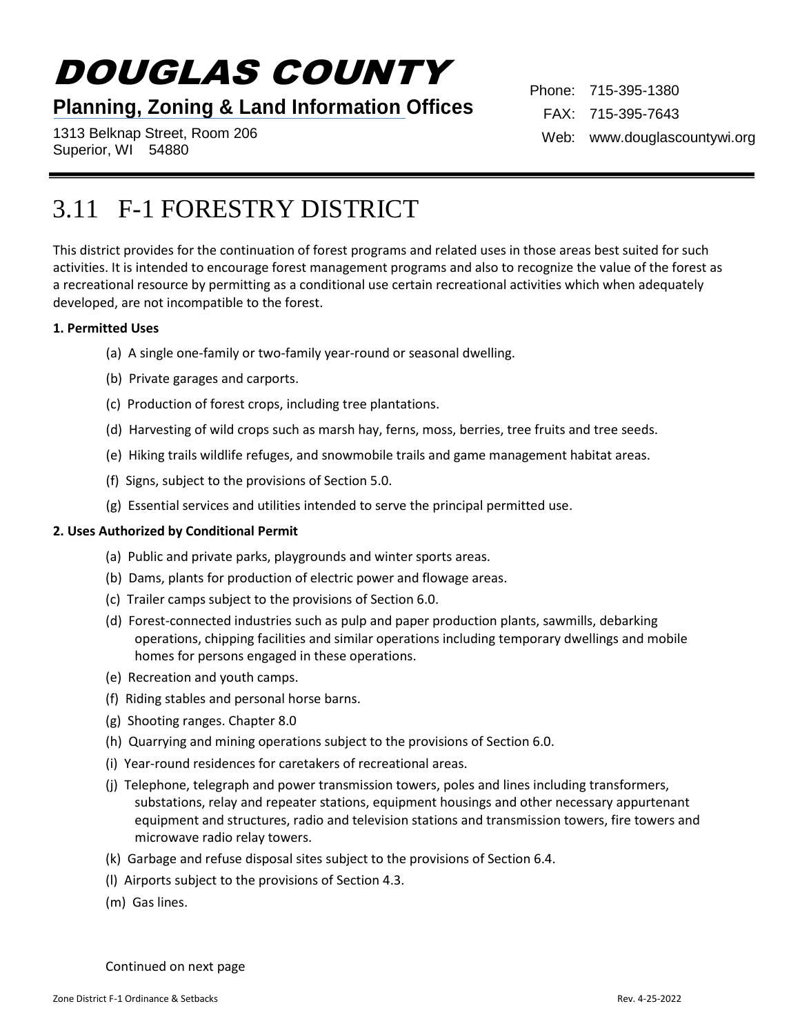# DOUGLAS COUNTY

**Planning, Zoning & Land Information Offices**

1313 Belknap Street, Room 206
Superior, WI 54880

Phone: 715-395-1380
FAX: 715-395-7643
Web: www.douglascountywi.org

## 3.11 F-1 FORESTRY DISTRICT

This district provides for the continuation of forest programs and related uses in those areas best suited for such activities. It is intended to encourage forest management programs and also to recognize the value of the forest as a recreational resource by permitting as a conditional use certain recreational activities which when adequately developed, are not incompatible to the forest.

**1. Permitted Uses**

(a) A single one-family or two-family year-round or seasonal dwelling.

(b) Private garages and carports.

(c) Production of forest crops, including tree plantations.

(d) Harvesting of wild crops such as marsh hay, ferns, moss, berries, tree fruits and tree seeds.

(e) Hiking trails wildlife refuges, and snowmobile trails and game management habitat areas.

(f) Signs, subject to the provisions of Section 5.0.

(g) Essential services and utilities intended to serve the principal permitted use.

**2. Uses Authorized by Conditional Permit**

(a) Public and private parks, playgrounds and winter sports areas.

(b) Dams, plants for production of electric power and flowage areas.

(c) Trailer camps subject to the provisions of Section 6.0.

(d) Forest-connected industries such as pulp and paper production plants, sawmills, debarking operations, chipping facilities and similar operations including temporary dwellings and mobile homes for persons engaged in these operations.

(e) Recreation and youth camps.

(f) Riding stables and personal horse barns.

(g) Shooting ranges. Chapter 8.0

(h) Quarrying and mining operations subject to the provisions of Section 6.0.

(i) Year-round residences for caretakers of recreational areas.

(j) Telephone, telegraph and power transmission towers, poles and lines including transformers, substations, relay and repeater stations, equipment housings and other necessary appurtenant equipment and structures, radio and television stations and transmission towers, fire towers and microwave radio relay towers.

(k) Garbage and refuse disposal sites subject to the provisions of Section 6.4.

(l) Airports subject to the provisions of Section 4.3.

(m) Gas lines.

Continued on next page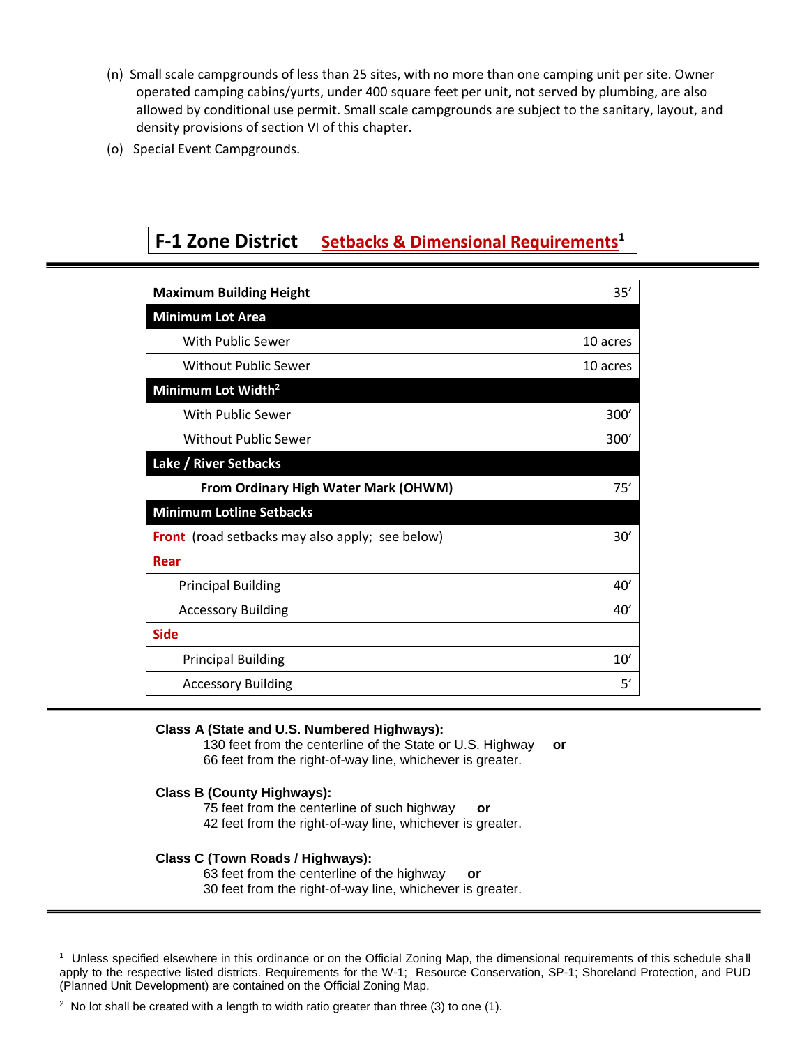(n) Small scale campgrounds of less than 25 sites, with no more than one camping unit per site. Owner operated camping cabins/yurts, under 400 square feet per unit, not served by plumbing, are also allowed by conditional use permit. Small scale campgrounds are subject to the sanitary, layout, and density provisions of section VI of this chapter.

(o) Special Event Campgrounds.

## F-1 Zone District  Setbacks & Dimensional Requirements[1]

| | |
|---|---|
| **Maximum Building Height** | 35' |
| **Minimum Lot Area** | |
| With Public Sewer | 10 acres |
| Without Public Sewer | 10 acres |
| **Minimum Lot Width[2]** | |
| With Public Sewer | 300' |
| Without Public Sewer | 300' |
| **Lake / River Setbacks** | |
| **From Ordinary High Water Mark (OHWM)** | 75' |
| **Minimum Lotline Setbacks** | |
| **Front** (road setbacks may also apply; see below) | 30' |
| **Rear** | |
| Principal Building | 40' |
| Accessory Building | 40' |
| **Side** | |
| Principal Building | 10' |
| Accessory Building | 5' |

**Class A (State and U.S. Numbered Highways):**
130 feet from the centerline of the State or U.S. Highway **or**
66 feet from the right-of-way line, whichever is greater.

**Class B (County Highways):**
75 feet from the centerline of such highway **or**
42 feet from the right-of-way line, whichever is greater.

**Class C (Town Roads / Highways):**
63 feet from the centerline of the highway **or**
30 feet from the right-of-way line, whichever is greater.

[1] Unless specified elsewhere in this ordinance or on the Official Zoning Map, the dimensional requirements of this schedule shall apply to the respective listed districts. Requirements for the W-1; Resource Conservation, SP-1; Shoreland Protection, and PUD (Planned Unit Development) are contained on the Official Zoning Map.

[2] No lot shall be created with a length to width ratio greater than three (3) to one (1).